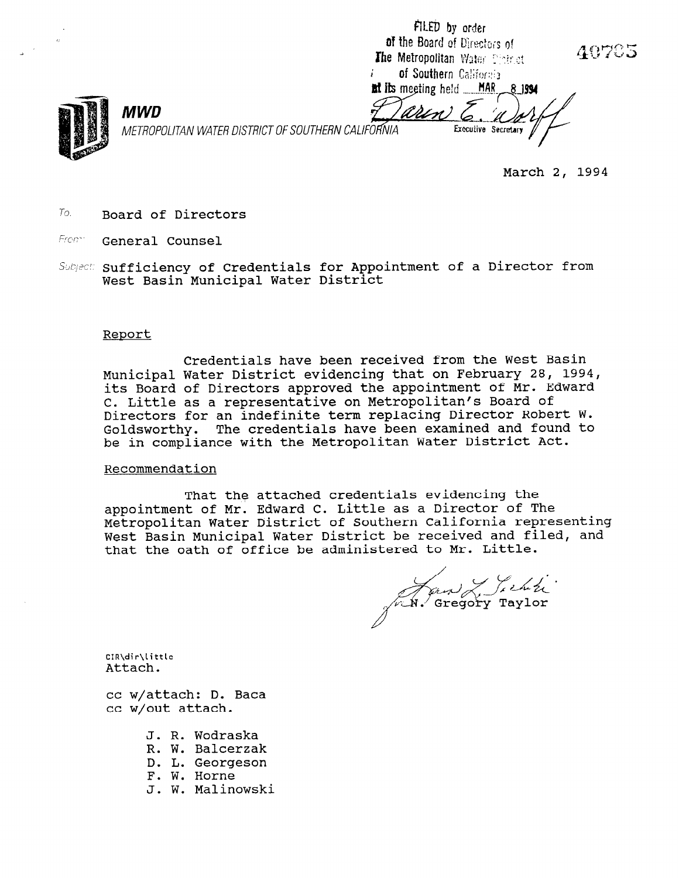FILED by order of the Board of Directors of The Metropolitan Water District of Southern California at its meeting held MAR 8 1994

Executive Secretary

40705

**MWD**

*METROPOLITAN WATER DISTRICT OF SOUTHERN CALIFORNIA*

March 2, 1994

To: Board of Directors

From: General Counsel

Subject: Sufficiency of Credentials for Appointment of a Director from West Basin Municipal Water District

## Report

Credentials have been received from the West Basin Municipal Water District evidencing that on February 28, 1994, its Board of Directors approved the appointment of Mr. Edward C. Little as a representative on Metropolitan's Board of Directors for an indefinite term replacing Director Robert W. Goldsworthy. The credentials have been examined and found to be in compliance with the Metropolitan Water District Act.

## Recommendation

That the attached credentials evidencing the appointment of Mr. Edward C. Little as a Director of The Metropolitan Water District of Southern California representing West Basin Municipal Water District be received and filed, and that the oath of office be administered to Mr. Little.

for N. Gregory Taylor

CIR\dir\little
Attach.

cc w/attach: D. Baca
cc w/out attach.

- J. R. Wodraska
- R. W. Balcerzak
- D. L. Georgeson
- F. W. Horne
- J. W. Malinowski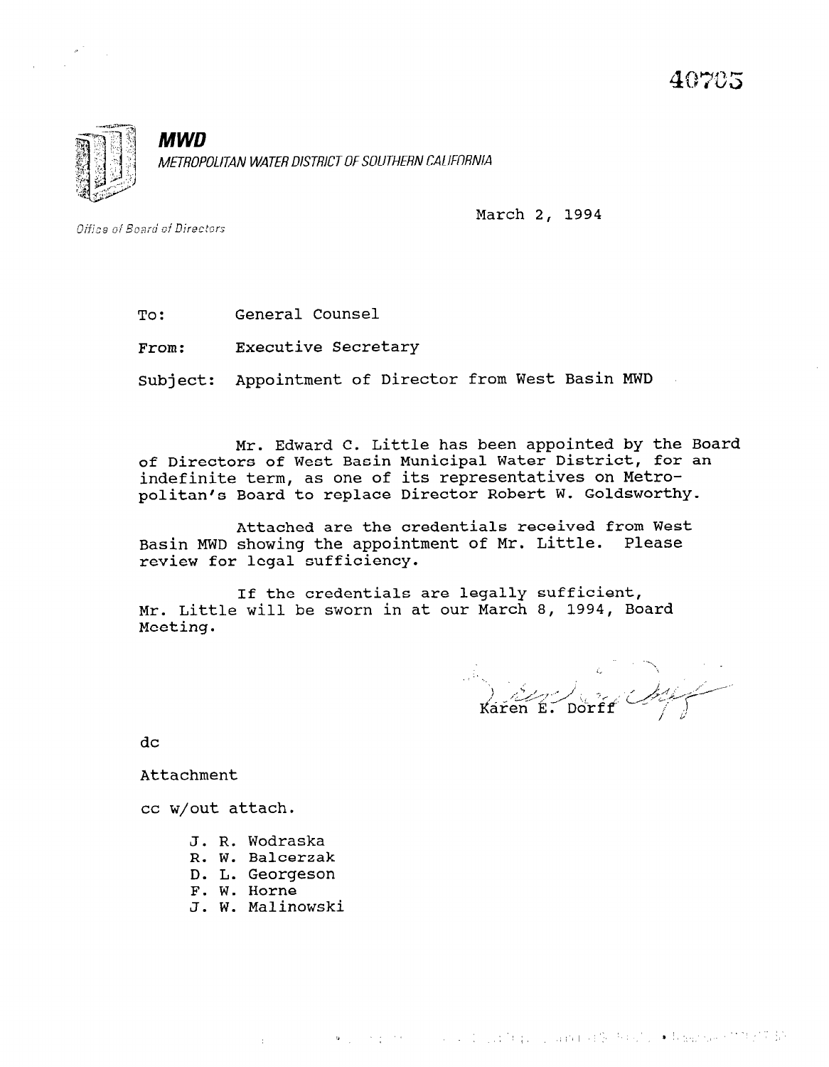40705

**MWD**

*METROPOLITAN WATER DISTRICT OF SOUTHERN CALIFORNIA*

*Office of Board of Directors*

March 2, 1994

To: General Counsel

From: Executive Secretary

Subject: Appointment of Director from West Basin MWD

Mr. Edward C. Little has been appointed by the Board of Directors of West Basin Municipal Water District, for an indefinite term, as one of its representatives on Metropolitan's Board to replace Director Robert W. Goldsworthy.

Attached are the credentials received from West Basin MWD showing the appointment of Mr. Little. Please review for legal sufficiency.

If the credentials are legally sufficient, Mr. Little will be sworn in at our March 8, 1994, Board Meeting.

Karen E. Dorff

dc

Attachment

cc w/out attach.

- J. R. Wodraska
- R. W. Balcerzak
- D. L. Georgeson
- F. W. Horne
- J. W. Malinowski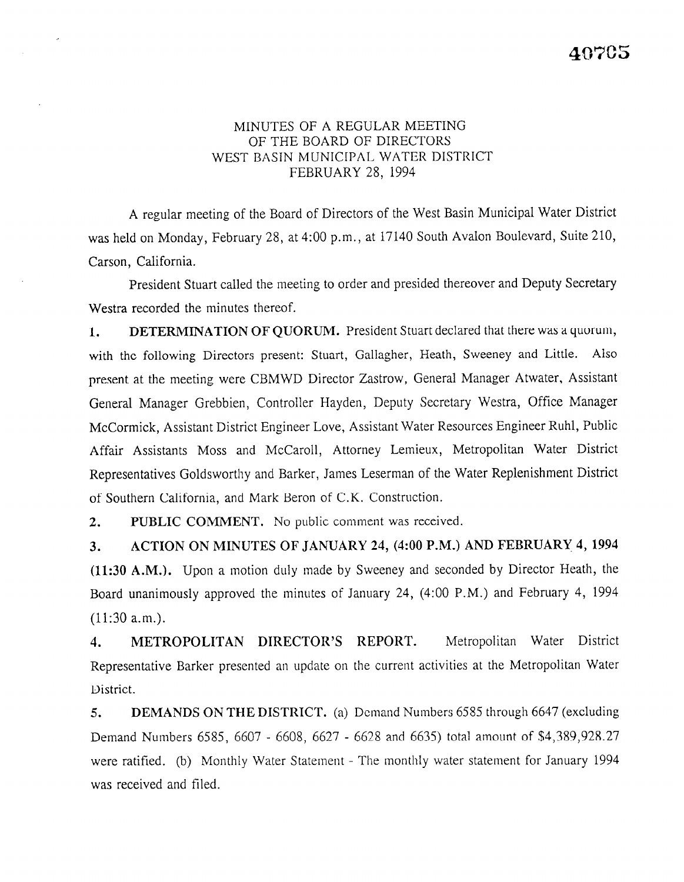40705

# MINUTES OF A REGULAR MEETING OF THE BOARD OF DIRECTORS WEST BASIN MUNICIPAL WATER DISTRICT FEBRUARY 28, 1994

A regular meeting of the Board of Directors of the West Basin Municipal Water District was held on Monday, February 28, at 4:00 p.m., at 17140 South Avalon Boulevard, Suite 210, Carson, California.

President Stuart called the meeting to order and presided thereover and Deputy Secretary Westra recorded the minutes thereof.

**1. DETERMINATION OF QUORUM.** President Stuart declared that there was a quorum, with the following Directors present: Stuart, Gallagher, Heath, Sweeney and Little. Also present at the meeting were CBMWD Director Zastrow, General Manager Atwater, Assistant General Manager Grebbien, Controller Hayden, Deputy Secretary Westra, Office Manager McCormick, Assistant District Engineer Love, Assistant Water Resources Engineer Ruhl, Public Affair Assistants Moss and McCaroll, Attorney Lemieux, Metropolitan Water District Representatives Goldsworthy and Barker, James Leserman of the Water Replenishment District of Southern California, and Mark Beron of C.K. Construction.

**2. PUBLIC COMMENT.** No public comment was received.

**3. ACTION ON MINUTES OF JANUARY 24, (4:00 P.M.) AND FEBRUARY 4, 1994 (11:30 A.M.).** Upon a motion duly made by Sweeney and seconded by Director Heath, the Board unanimously approved the minutes of January 24, (4:00 P.M.) and February 4, 1994 (11:30 a.m.).

**4. METROPOLITAN DIRECTOR'S REPORT.** Metropolitan Water District Representative Barker presented an update on the current activities at the Metropolitan Water District.

**5. DEMANDS ON THE DISTRICT.** (a) Demand Numbers 6585 through 6647 (excluding Demand Numbers 6585, 6607 - 6608, 6627 - 6628 and 6635) total amount of $4,389,928.27 were ratified. (b) Monthly Water Statement - The monthly water statement for January 1994 was received and filed.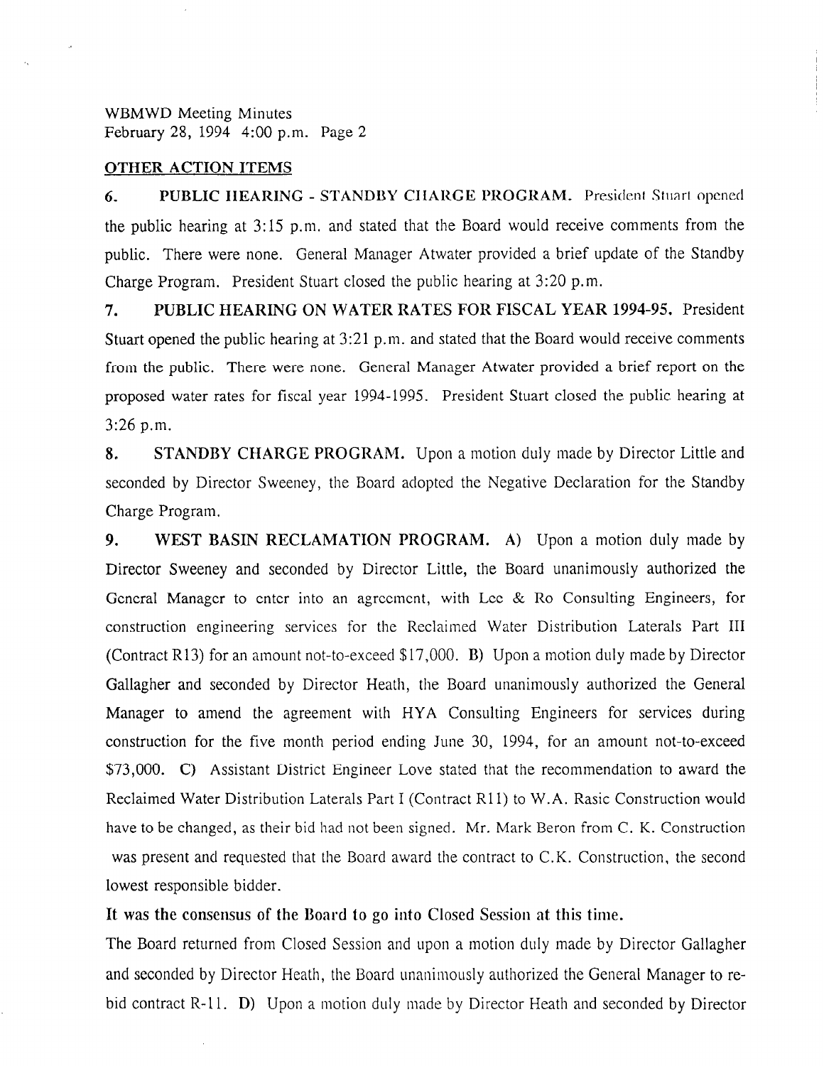## OTHER ACTION ITEMS

**6. PUBLIC HEARING - STANDBY CHARGE PROGRAM.** President Stuart opened the public hearing at 3:15 p.m. and stated that the Board would receive comments from the public. There were none. General Manager Atwater provided a brief update of the Standby Charge Program. President Stuart closed the public hearing at 3:20 p.m.

**7. PUBLIC HEARING ON WATER RATES FOR FISCAL YEAR 1994-95.** President Stuart opened the public hearing at 3:21 p.m. and stated that the Board would receive comments from the public. There were none. General Manager Atwater provided a brief report on the proposed water rates for fiscal year 1994-1995. President Stuart closed the public hearing at 3:26 p.m.

**8. STANDBY CHARGE PROGRAM.** Upon a motion duly made by Director Little and seconded by Director Sweeney, the Board adopted the Negative Declaration for the Standby Charge Program.

**9. WEST BASIN RECLAMATION PROGRAM.** **A)** Upon a motion duly made by Director Sweeney and seconded by Director Little, the Board unanimously authorized the General Manager to enter into an agreement, with Lee & Ro Consulting Engineers, for construction engineering services for the Reclaimed Water Distribution Laterals Part III (Contract R13) for an amount not-to-exceed $17,000. **B)** Upon a motion duly made by Director Gallagher and seconded by Director Heath, the Board unanimously authorized the General Manager to amend the agreement with HYA Consulting Engineers for services during construction for the five month period ending June 30, 1994, for an amount not-to-exceed $73,000. **C)** Assistant District Engineer Love stated that the recommendation to award the Reclaimed Water Distribution Laterals Part I (Contract R11) to W.A. Rasic Construction would have to be changed, as their bid had not been signed. Mr. Mark Beron from C. K. Construction was present and requested that the Board award the contract to C.K. Construction, the second lowest responsible bidder.

**It was the consensus of the Board to go into Closed Session at this time.**

The Board returned from Closed Session and upon a motion duly made by Director Gallagher and seconded by Director Heath, the Board unanimously authorized the General Manager to re-bid contract R-11. **D)** Upon a motion duly made by Director Heath and seconded by Director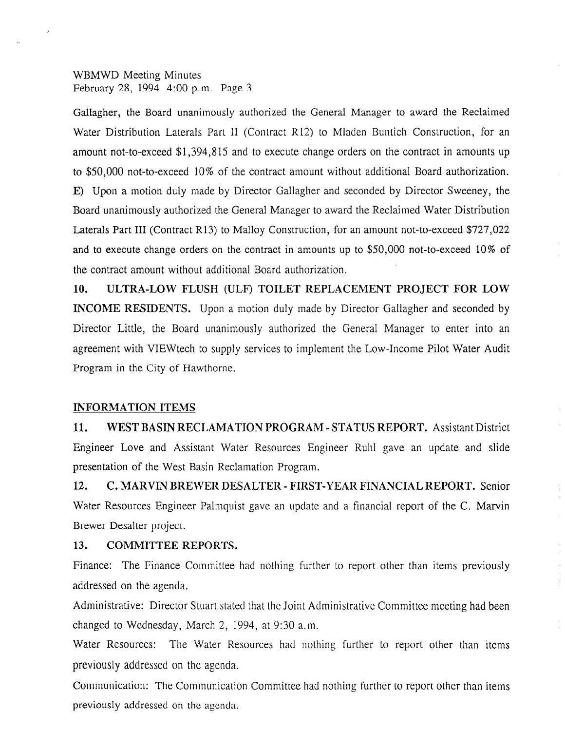Gallagher, the Board unanimously authorized the General Manager to award the Reclaimed Water Distribution Laterals Part II (Contract R12) to Mladen Buntich Construction, for an amount not-to-exceed $1,394,815 and to execute change orders on the contract in amounts up to $50,000 not-to-exceed 10% of the contract amount without additional Board authorization.

E) Upon a motion duly made by Director Gallagher and seconded by Director Sweeney, the Board unanimously authorized the General Manager to award the Reclaimed Water Distribution Laterals Part III (Contract R13) to Malloy Construction, for an amount not-to-exceed $727,022 and to execute change orders on the contract in amounts up to $50,000 not-to-exceed 10% of the contract amount without additional Board authorization.

**10. ULTRA-LOW FLUSH (ULF) TOILET REPLACEMENT PROJECT FOR LOW INCOME RESIDENTS.** Upon a motion duly made by Director Gallagher and seconded by Director Little, the Board unanimously authorized the General Manager to enter into an agreement with VIEWtech to supply services to implement the Low-Income Pilot Water Audit Program in the City of Hawthorne.

## INFORMATION ITEMS

**11. WEST BASIN RECLAMATION PROGRAM - STATUS REPORT.** Assistant District Engineer Love and Assistant Water Resources Engineer Ruhl gave an update and slide presentation of the West Basin Reclamation Program.

**12. C. MARVIN BREWER DESALTER - FIRST-YEAR FINANCIAL REPORT.** Senior Water Resources Engineer Palmquist gave an update and a financial report of the C. Marvin Brewer Desalter project.

**13. COMMITTEE REPORTS.**

Finance: The Finance Committee had nothing further to report other than items previously addressed on the agenda.

Administrative: Director Stuart stated that the Joint Administrative Committee meeting had been changed to Wednesday, March 2, 1994, at 9:30 a.m.

Water Resources: The Water Resources had nothing further to report other than items previously addressed on the agenda.

Communication: The Communication Committee had nothing further to report other than items previously addressed on the agenda.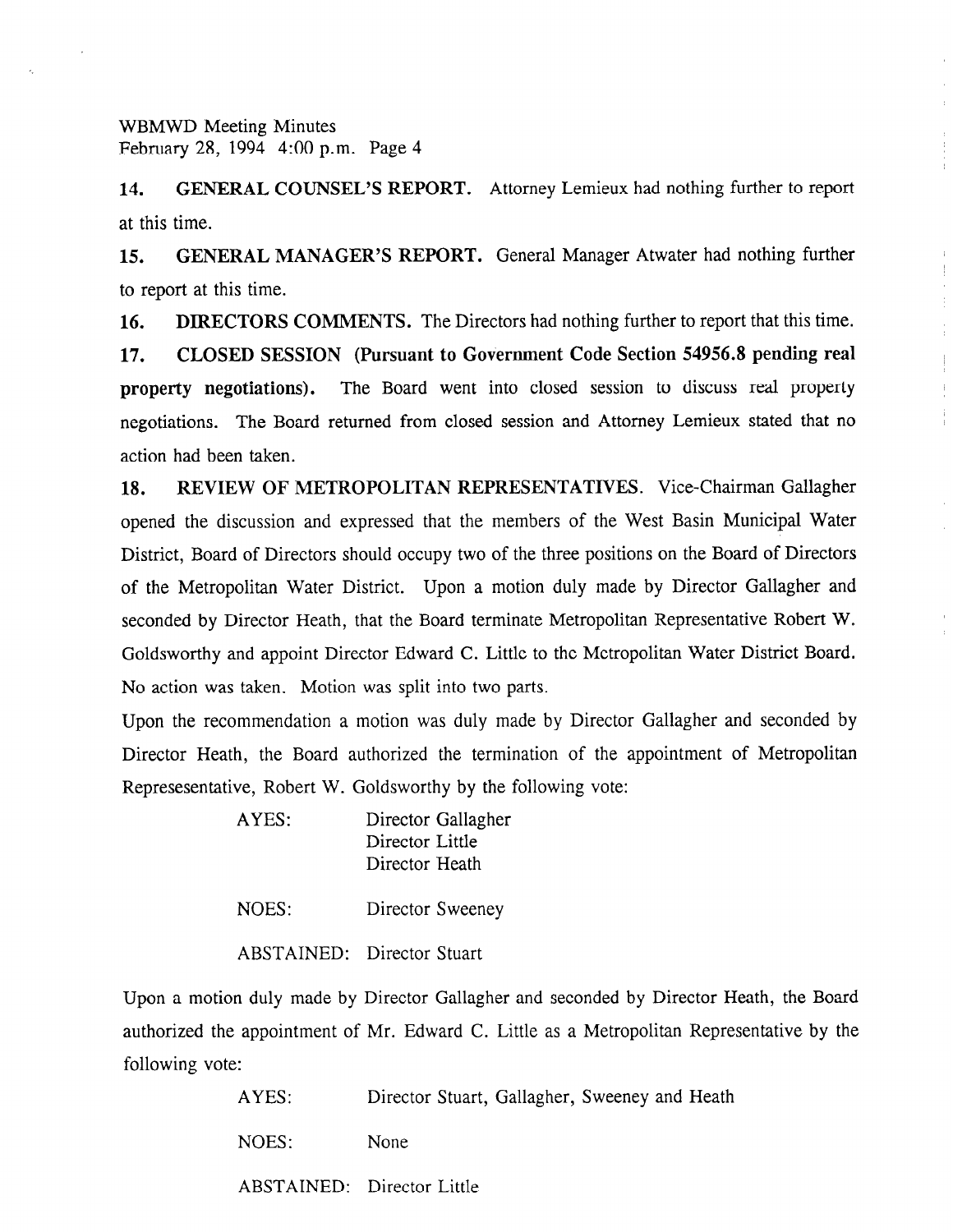**14. GENERAL COUNSEL'S REPORT.** Attorney Lemieux had nothing further to report at this time.

**15. GENERAL MANAGER'S REPORT.** General Manager Atwater had nothing further to report at this time.

**16. DIRECTORS COMMENTS.** The Directors had nothing further to report that this time.

**17. CLOSED SESSION (Pursuant to Government Code Section 54956.8 pending real property negotiations).** The Board went into closed session to discuss real property negotiations. The Board returned from closed session and Attorney Lemieux stated that no action had been taken.

**18. REVIEW OF METROPOLITAN REPRESENTATIVES.** Vice-Chairman Gallagher opened the discussion and expressed that the members of the West Basin Municipal Water District, Board of Directors should occupy two of the three positions on the Board of Directors of the Metropolitan Water District. Upon a motion duly made by Director Gallagher and seconded by Director Heath, that the Board terminate Metropolitan Representative Robert W. Goldsworthy and appoint Director Edward C. Little to the Metropolitan Water District Board. No action was taken. Motion was split into two parts.

Upon the recommendation a motion was duly made by Director Gallagher and seconded by Director Heath, the Board authorized the termination of the appointment of Metropolitan Represesentative, Robert W. Goldsworthy by the following vote:

AYES: Director Gallagher
Director Little
Director Heath

NOES: Director Sweeney

ABSTAINED: Director Stuart

Upon a motion duly made by Director Gallagher and seconded by Director Heath, the Board authorized the appointment of Mr. Edward C. Little as a Metropolitan Representative by the following vote:

AYES: Director Stuart, Gallagher, Sweeney and Heath

NOES: None

ABSTAINED: Director Little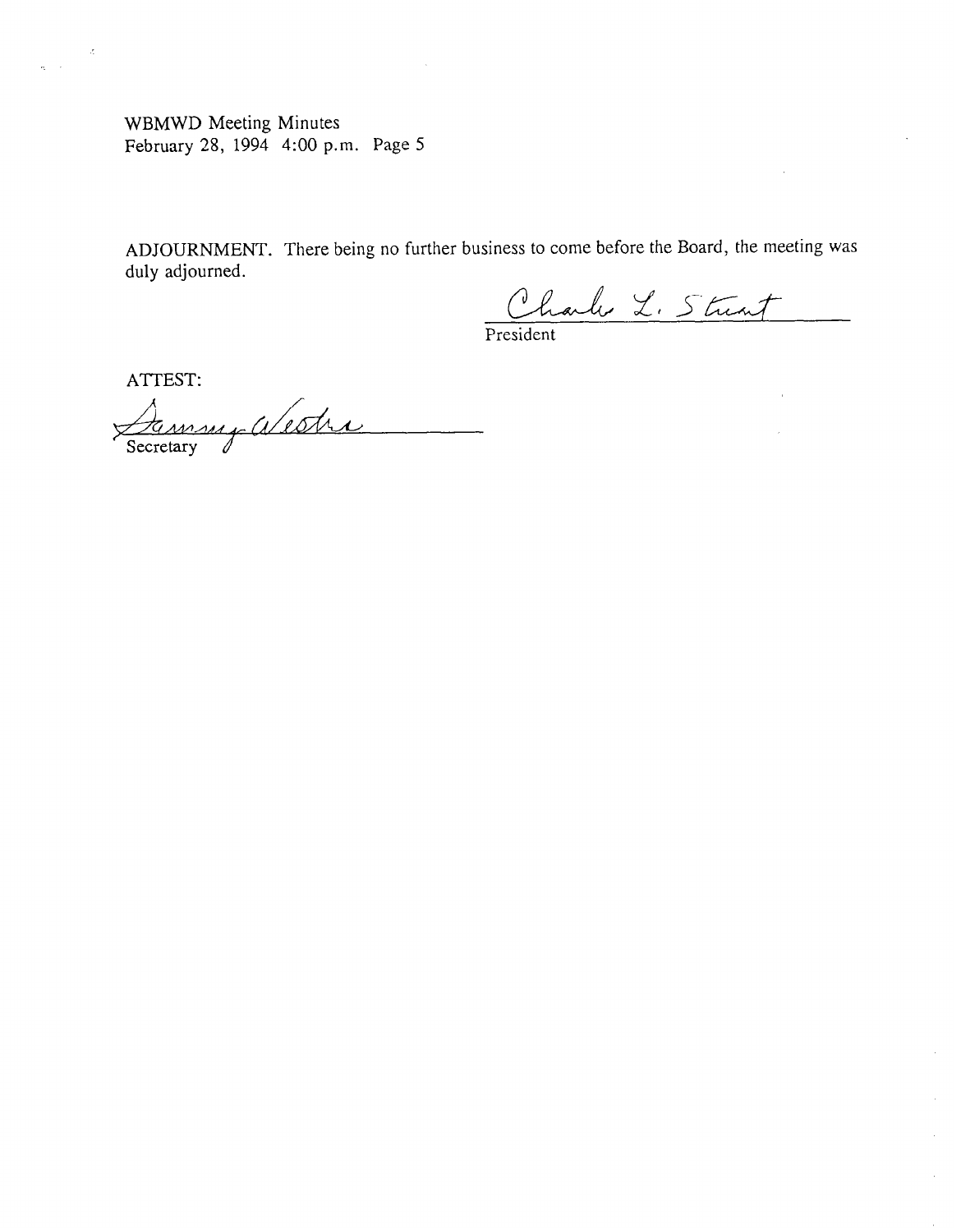ADJOURNMENT. There being no further business to come before the Board, the meeting was duly adjourned.

Charles L. Stuart
President

ATTEST:

Sammy Westra
Secretary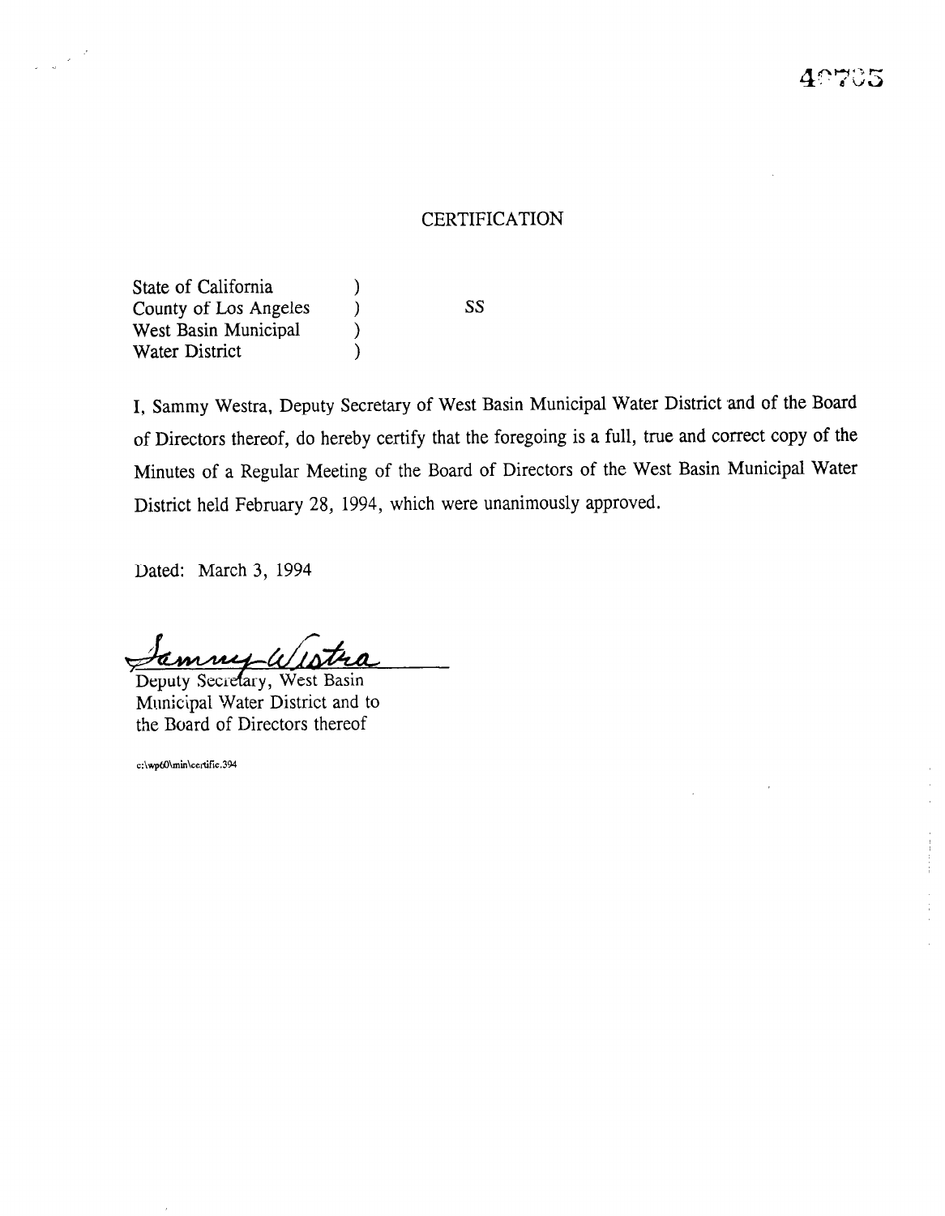# CERTIFICATION

State of California )
County of Los Angeles ) SS
West Basin Municipal )
Water District )

I, Sammy Westra, Deputy Secretary of West Basin Municipal Water District and of the Board of Directors thereof, do hereby certify that the foregoing is a full, true and correct copy of the Minutes of a Regular Meeting of the Board of Directors of the West Basin Municipal Water District held February 28, 1994, which were unanimously approved.

Dated: March 3, 1994

Sammy Westra
Deputy Secretary, West Basin
Municipal Water District and to
the Board of Directors thereof

c:\wp60\min\certific.394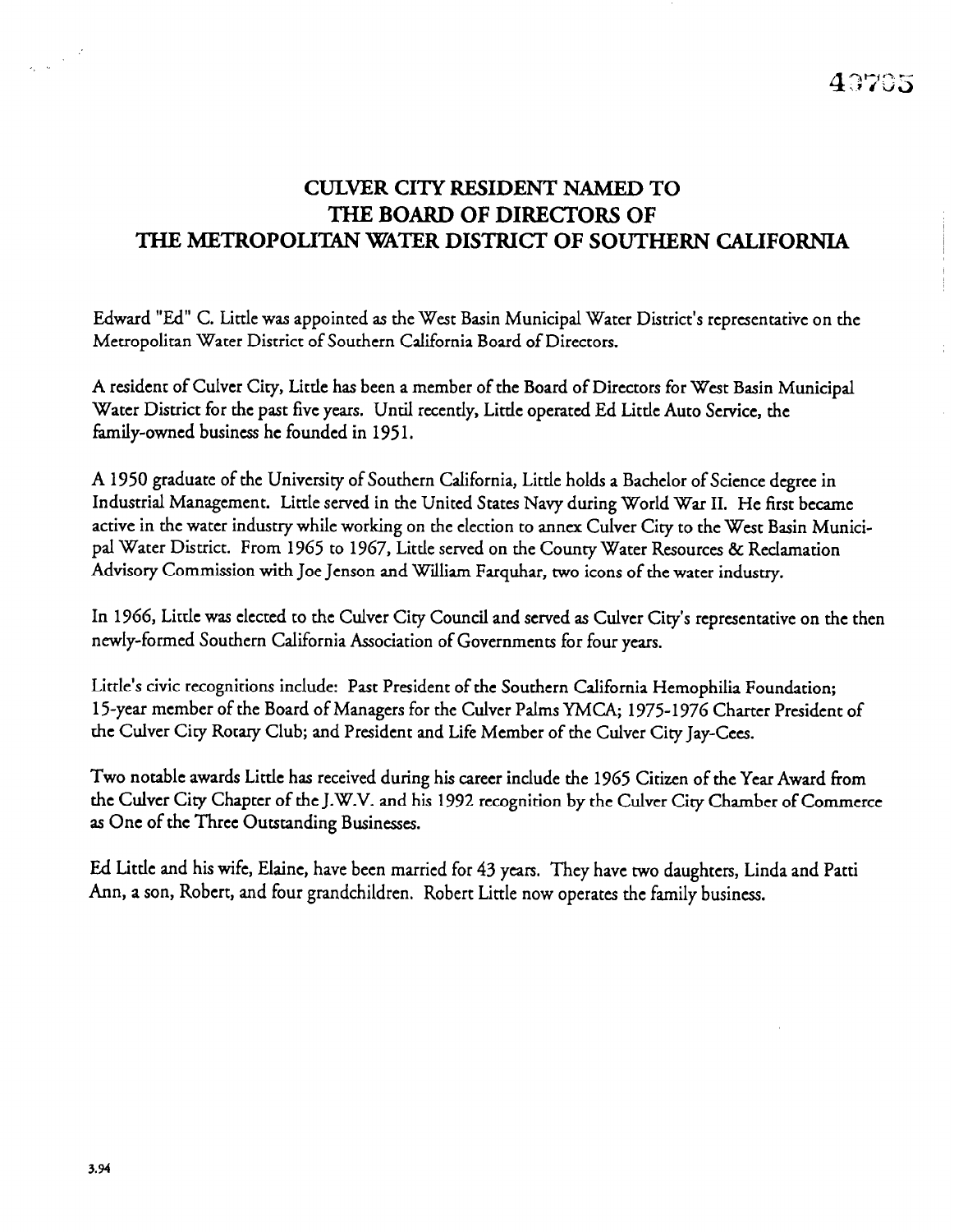# CULVER CITY RESIDENT NAMED TO THE BOARD OF DIRECTORS OF THE METROPOLITAN WATER DISTRICT OF SOUTHERN CALIFORNIA

Edward "Ed" C. Little was appointed as the West Basin Municipal Water District's representative on the Metropolitan Water District of Southern California Board of Directors.

A resident of Culver City, Little has been a member of the Board of Directors for West Basin Municipal Water District for the past five years. Until recently, Little operated Ed Little Auto Service, the family-owned business he founded in 1951.

A 1950 graduate of the University of Southern California, Little holds a Bachelor of Science degree in Industrial Management. Little served in the United States Navy during World War II. He first became active in the water industry while working on the election to annex Culver City to the West Basin Municipal Water District. From 1965 to 1967, Little served on the County Water Resources & Reclamation Advisory Commission with Joe Jenson and William Farquhar, two icons of the water industry.

In 1966, Little was elected to the Culver City Council and served as Culver City's representative on the then newly-formed Southern California Association of Governments for four years.

Little's civic recognitions include: Past President of the Southern California Hemophilia Foundation; 15-year member of the Board of Managers for the Culver Palms YMCA; 1975-1976 Charter President of the Culver City Rotary Club; and President and Life Member of the Culver City Jay-Cees.

Two notable awards Little has received during his career include the 1965 Citizen of the Year Award from the Culver City Chapter of the J.W.V. and his 1992 recognition by the Culver City Chamber of Commerce as One of the Three Outstanding Businesses.

Ed Little and his wife, Elaine, have been married for 43 years. They have two daughters, Linda and Patti Ann, a son, Robert, and four grandchildren. Robert Little now operates the family business.

3.94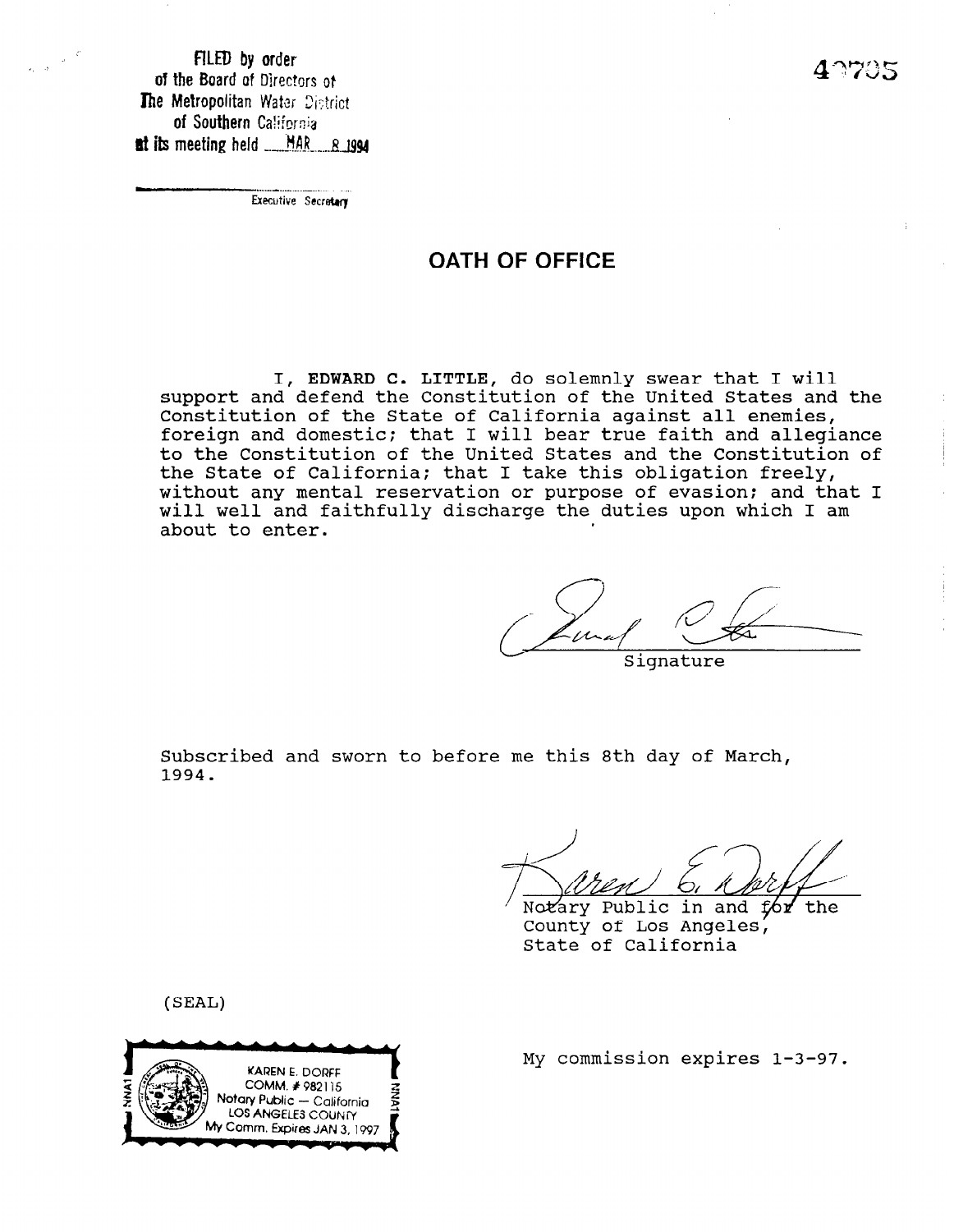FILED by order
of the Board of Directors of
The Metropolitan Water District
of Southern California
at its meeting held MAR 8 1994

Executive Secretary

4?705

# OATH OF OFFICE

I, **EDWARD C. LITTLE**, do solemnly swear that I will support and defend the Constitution of the United States and the Constitution of the State of California against all enemies, foreign and domestic; that I will bear true faith and allegiance to the Constitution of the United States and the Constitution of the State of California; that I take this obligation freely, without any mental reservation or purpose of evasion; and that I will well and faithfully discharge the duties upon which I am about to enter.

Signature

Subscribed and sworn to before me this 8th day of March, 1994.

Notary Public in and for the County of Los Angeles, State of California

(SEAL)

KAREN E. DORFF
COMM. # 982115
Notary Public — California
LOS ANGELES COUNTY
My Comm. Expires JAN 3, 1997

My commission expires 1-3-97.